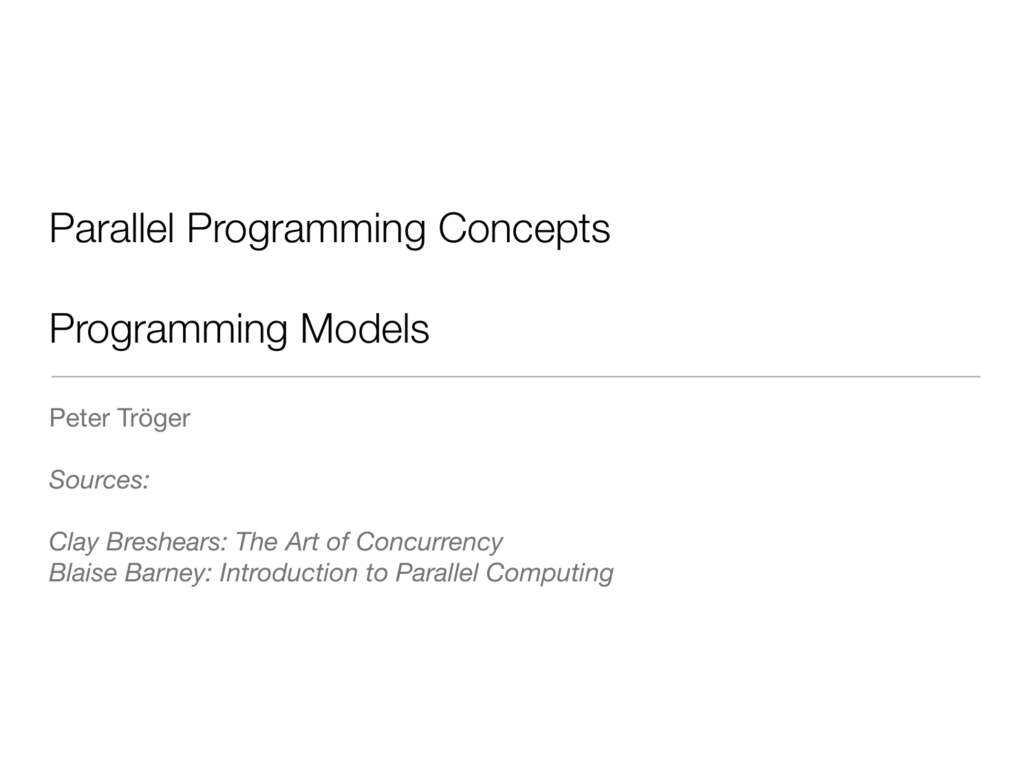# Parallel Programming Concepts

# Programming Models

---

Peter Tröger

*Sources:*

*Clay Breshears: The Art of Concurrency*
*Blaise Barney: Introduction to Parallel Computing*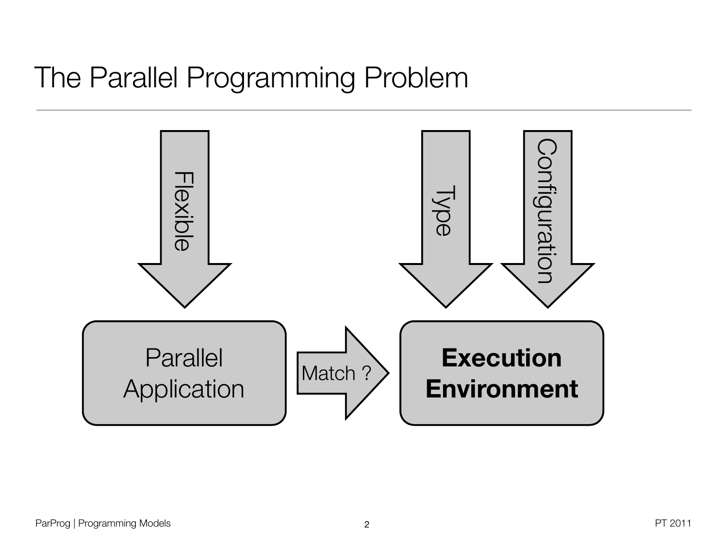# The Parallel Programming Problem

Flexible

Type

Configuration

Parallel Application

Match ?

**Execution Environment**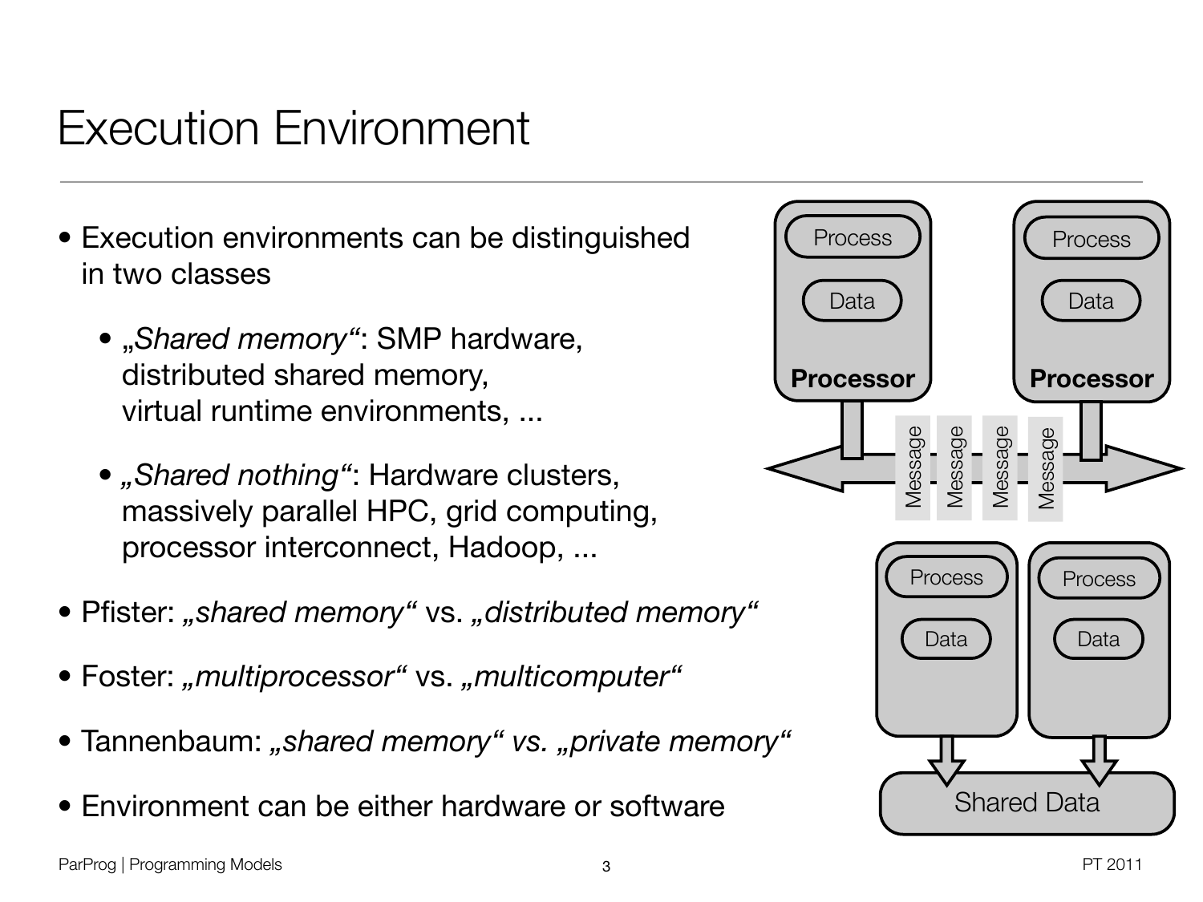# Execution Environment

- Execution environments can be distinguished in two classes
  - „*Shared memory*“: SMP hardware, distributed shared memory, virtual runtime environments, ...
  - „*Shared nothing*“: Hardware clusters, massively parallel HPC, grid computing, processor interconnect, Hadoop, ...
- Pfister: „*shared memory*“ vs. „*distributed memory*“
- Foster: „*multiprocessor*“ vs. „*multicomputer*“
- Tannenbaum: „*shared memory*“ *vs.* „*private memory*“
- Environment can be either hardware or software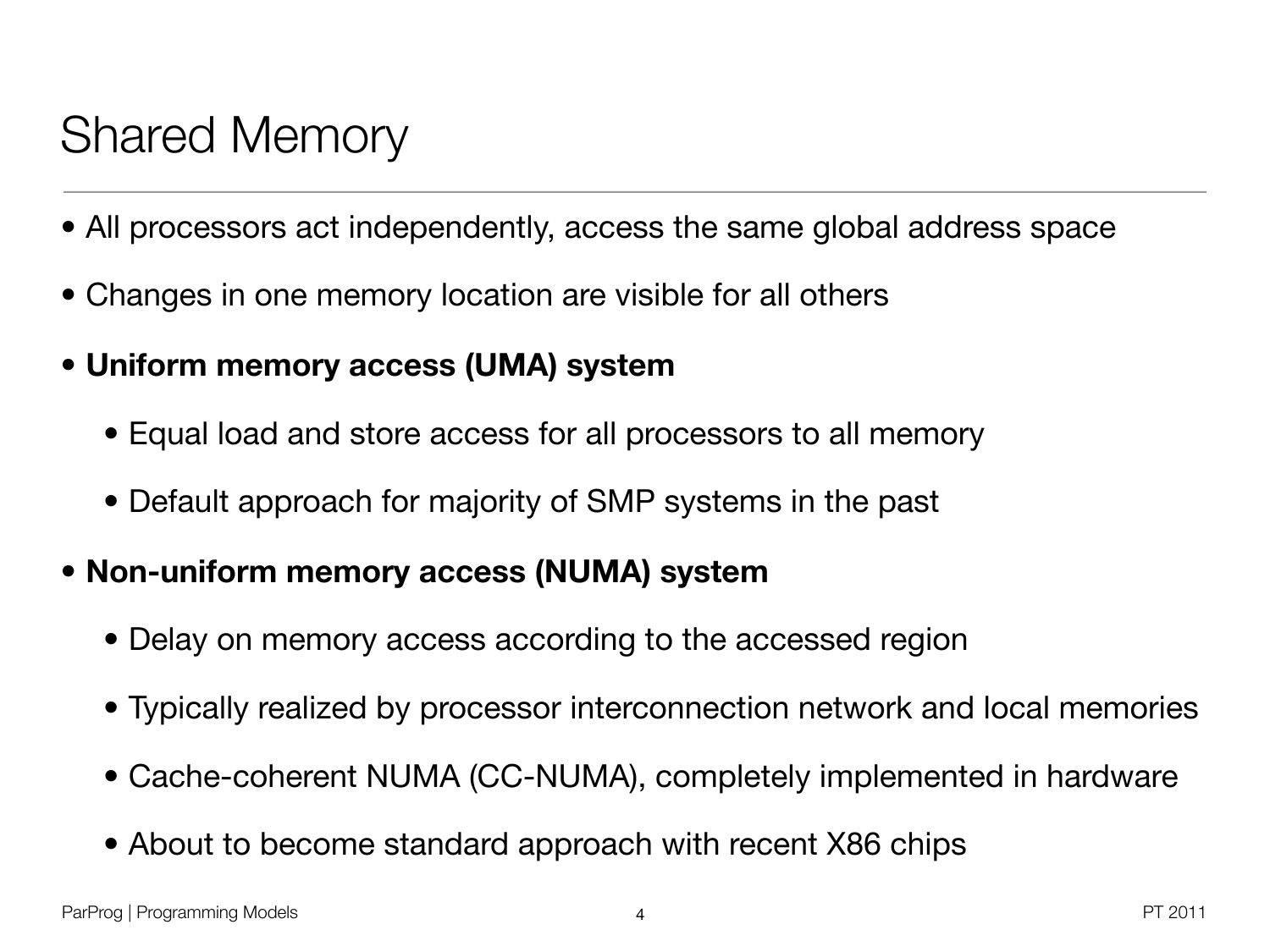# Shared Memory

- All processors act independently, access the same global address space
- Changes in one memory location are visible for all others
- **Uniform memory access (UMA) system**
  - Equal load and store access for all processors to all memory
  - Default approach for majority of SMP systems in the past
- **Non-uniform memory access (NUMA) system**
  - Delay on memory access according to the accessed region
  - Typically realized by processor interconnection network and local memories
  - Cache-coherent NUMA (CC-NUMA), completely implemented in hardware
  - About to become standard approach with recent X86 chips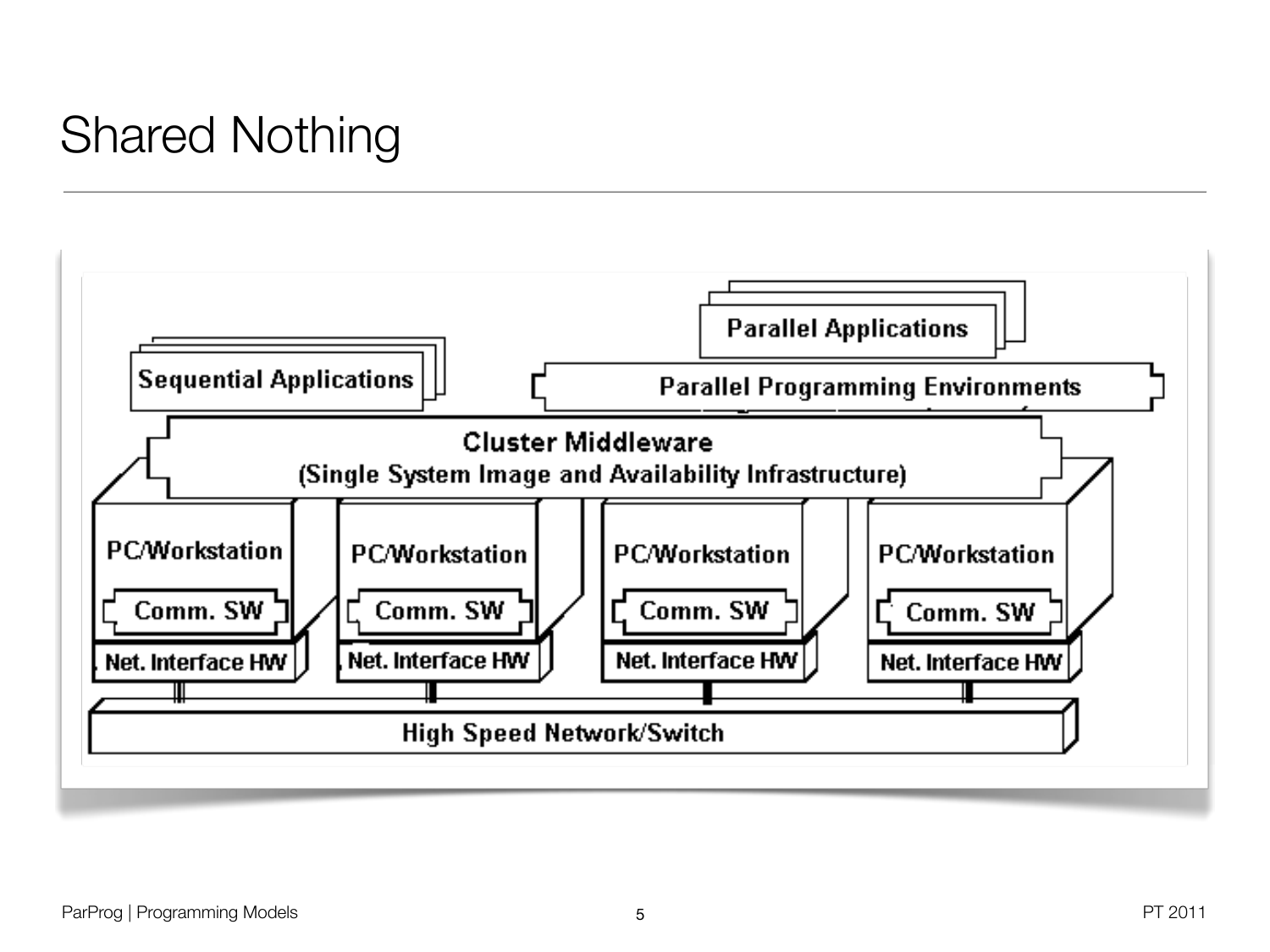# Shared Nothing

Sequential Applications

Parallel Applications

Parallel Programming Environments

Cluster Middleware
(Single System Image and Availability Infrastructure)

PC/Workstation

Comm. SW

Net. Interface HW

PC/Workstation

Comm. SW

Net. Interface HW

PC/Workstation

Comm. SW

Net. Interface HW

PC/Workstation

Comm. SW

Net. Interface HW

High Speed Network/Switch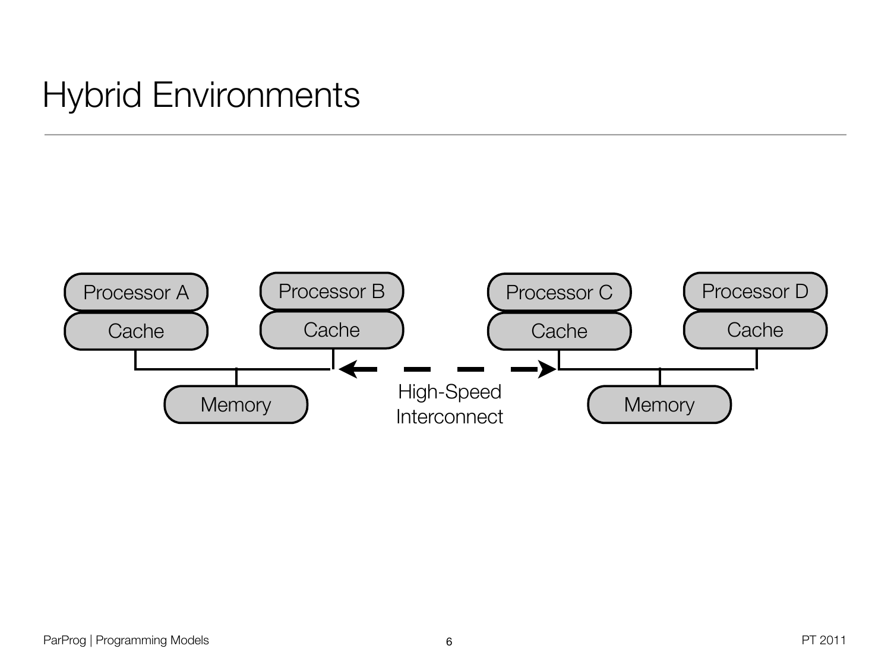# Hybrid Environments

Processor A | Processor B | Processor C | Processor D

Cache | Cache | Cache | Cache

Memory | High-Speed Interconnect | Memory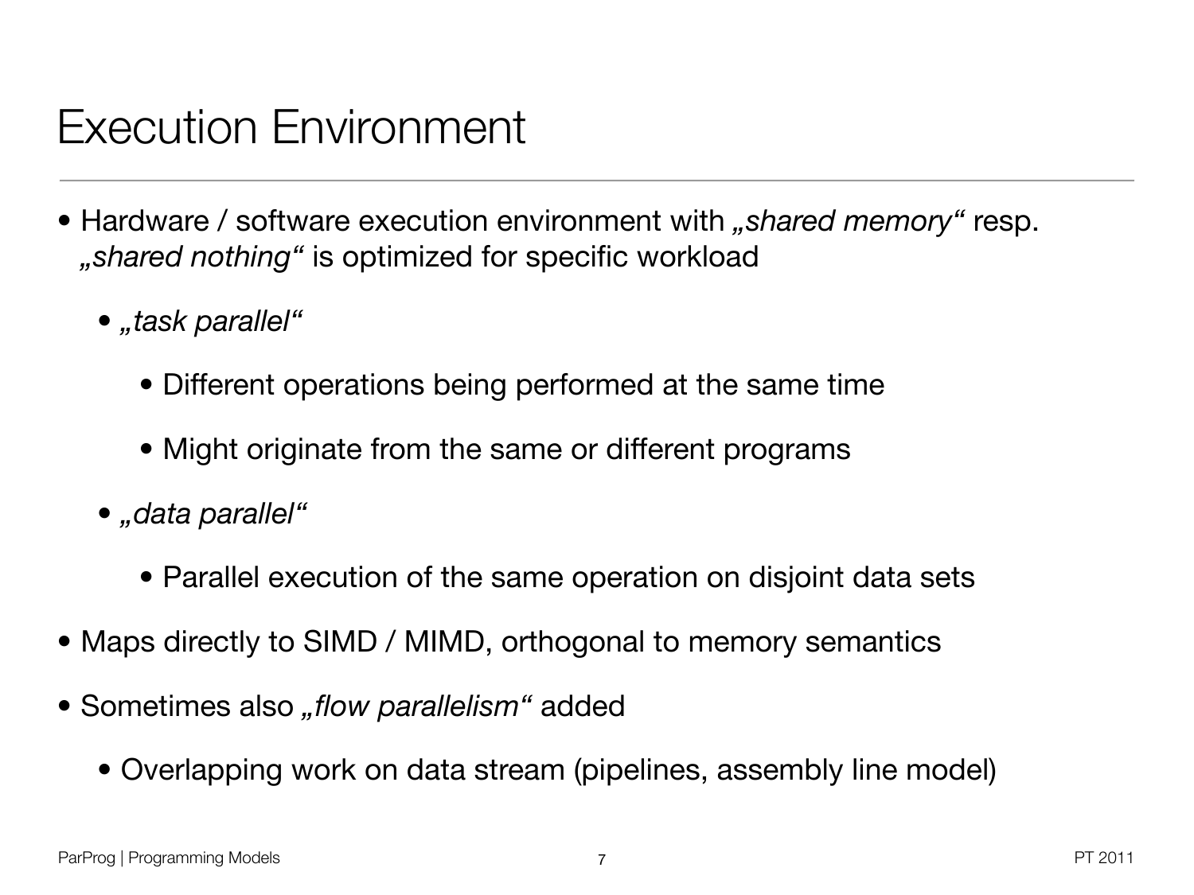# Execution Environment

- Hardware / software execution environment with *„shared memory“* resp. *„shared nothing“* is optimized for specific workload
  - *„task parallel“*
    - Different operations being performed at the same time
    - Might originate from the same or different programs
  - *„data parallel“*
    - Parallel execution of the same operation on disjoint data sets
- Maps directly to SIMD / MIMD, orthogonal to memory semantics
- Sometimes also *„flow parallelism“* added
  - Overlapping work on data stream (pipelines, assembly line model)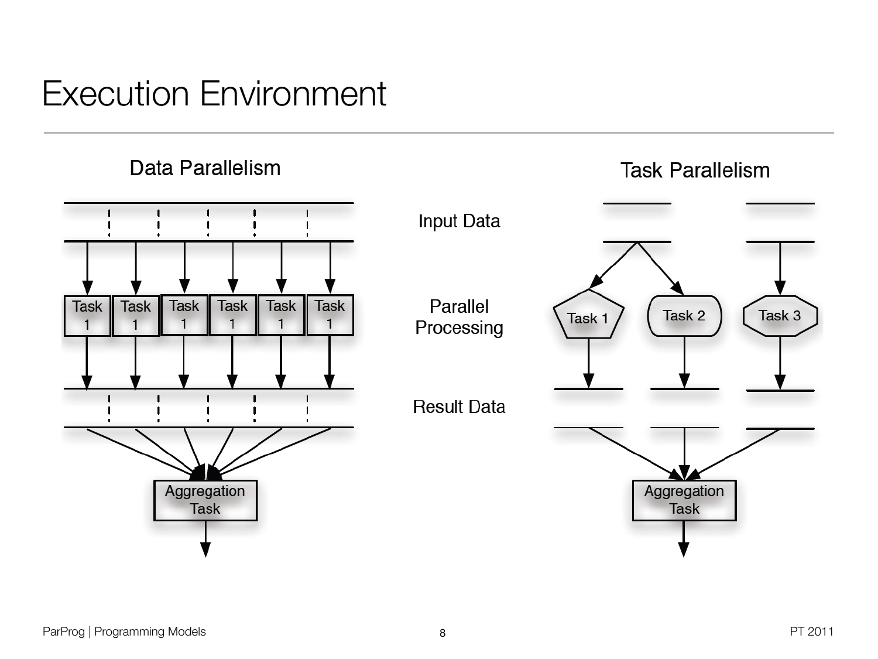# Execution Environment

Data Parallelism

Task Parallelism

Input Data

Task 1 | Task 1 | Task 1 | Task 1 | Task 1 | Task 1

Parallel Processing

Task 1 | Task 2 | Task 3

Result Data

Aggregation Task

Aggregation Task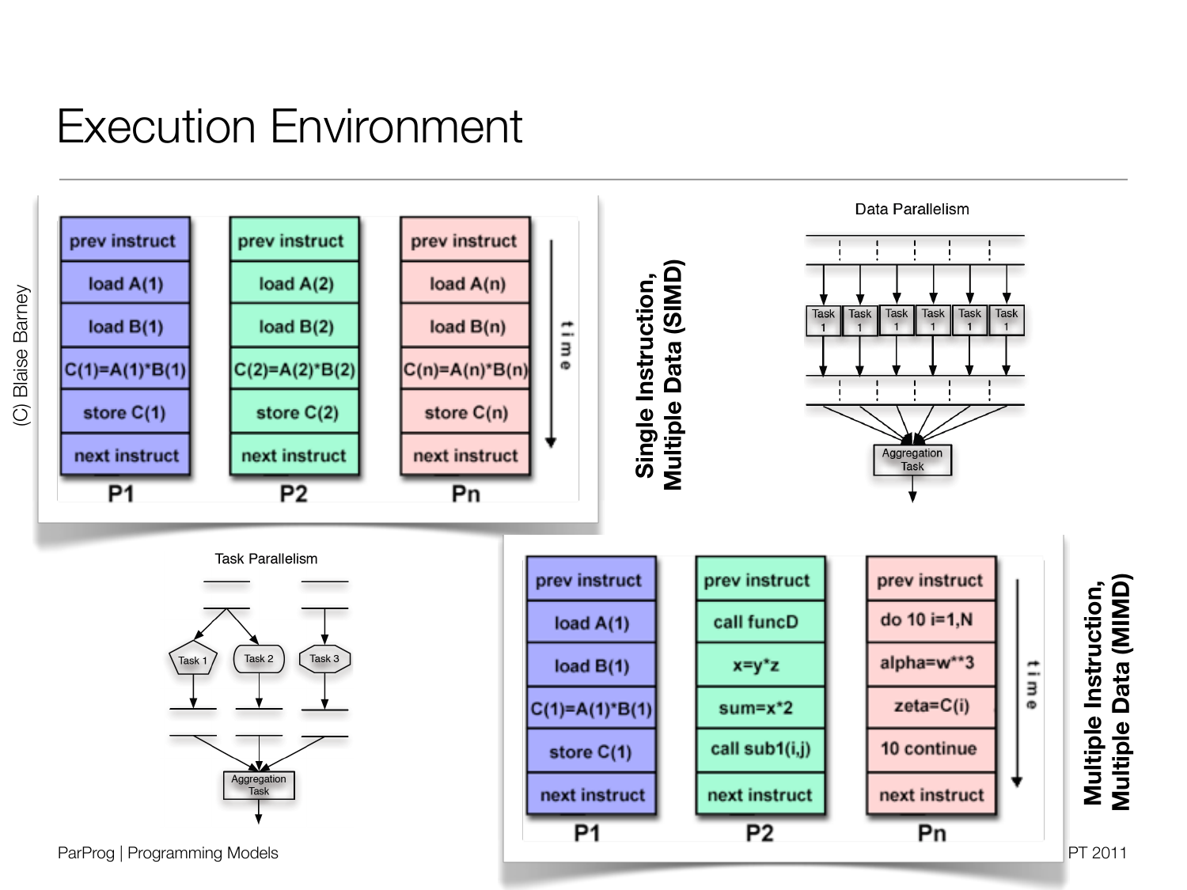# Execution Environment

(C) Blaise Barney

| P1 | P2 | Pn |
|---|---|---|
| prev instruct | prev instruct | prev instruct |
| load A(1) | load A(2) | load A(n) |
| load B(1) | load B(2) | load B(n) |
| C(1)=A(1)*B(1) | C(2)=A(2)*B(2) | C(n)=A(n)*B(n) |
| store C(1) | store C(2) | store C(n) |
| next instruct | next instruct | next instruct |

time →

**Single Instruction, Multiple Data (SIMD)**

Data Parallelism

Task 1 | Task 1 | Task 1 | Task 1 | Task 1 | Task 1

Aggregation Task

Task Parallelism

Task 1 | Task 2 | Task 3

Aggregation Task

| P1 | P2 | Pn |
|---|---|---|
| prev instruct | prev instruct | prev instruct |
| load A(1) | call funcD | do 10 i=1,N |
| load B(1) | x=y*z | alpha=w**3 |
| C(1)=A(1)*B(1) | sum=x*2 | zeta=C(i) |
| store C(1) | call sub1(i,j) | 10 continue |
| next instruct | next instruct | next instruct |

time →

**Multiple Instruction, Multiple Data (MIMD)**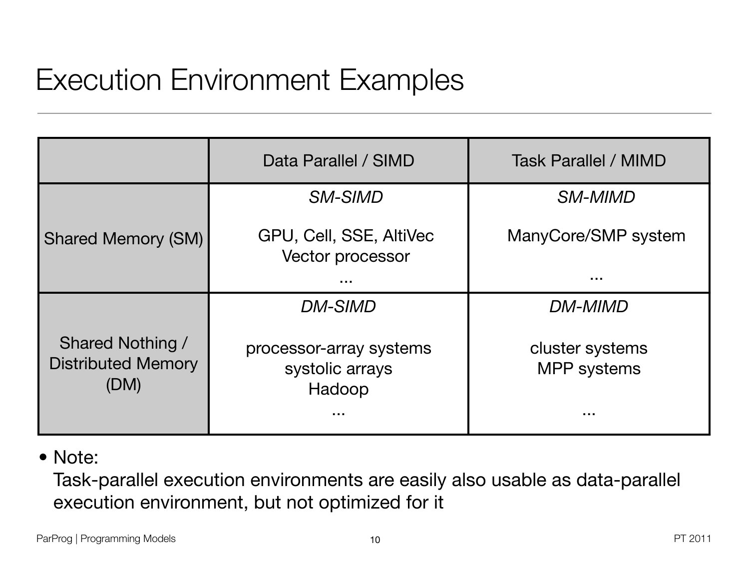# Execution Environment Examples

| | Data Parallel / SIMD | Task Parallel / MIMD |
|---|---|---|
| Shared Memory (SM) | *SM-SIMD*<br><br>GPU, Cell, SSE, AltiVec<br>Vector processor<br>... | *SM-MIMD*<br><br>ManyCore/SMP system<br><br>... |
| Shared Nothing / Distributed Memory (DM) | *DM-SIMD*<br><br>processor-array systems<br>systolic arrays<br>Hadoop<br>... | *DM-MIMD*<br><br>cluster systems<br>MPP systems<br><br>... |

- Note:
  Task-parallel execution environments are easily also usable as data-parallel execution environment, but not optimized for it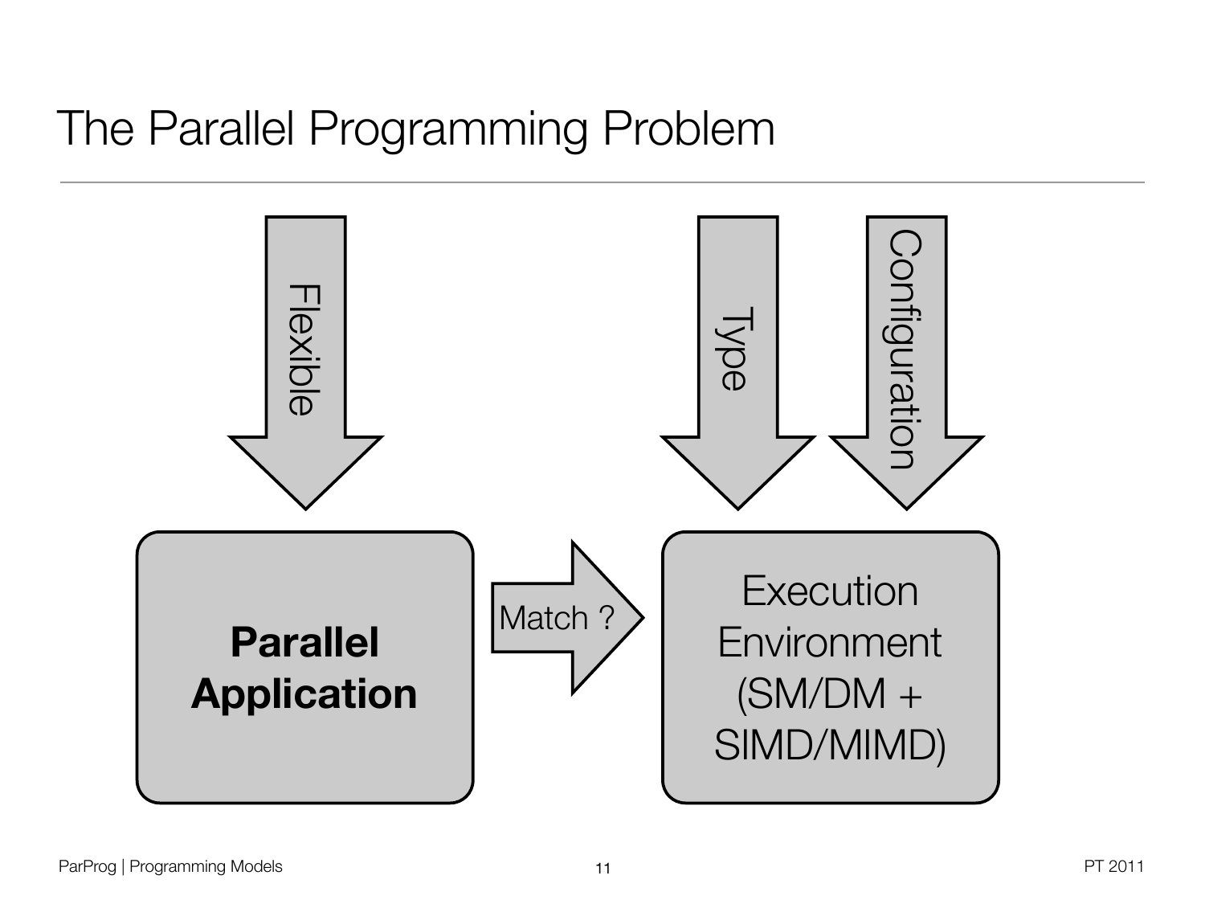# The Parallel Programming Problem

Flexible

Type

Configuration

**Parallel Application**

Match ?

Execution Environment (SM/DM + SIMD/MIMD)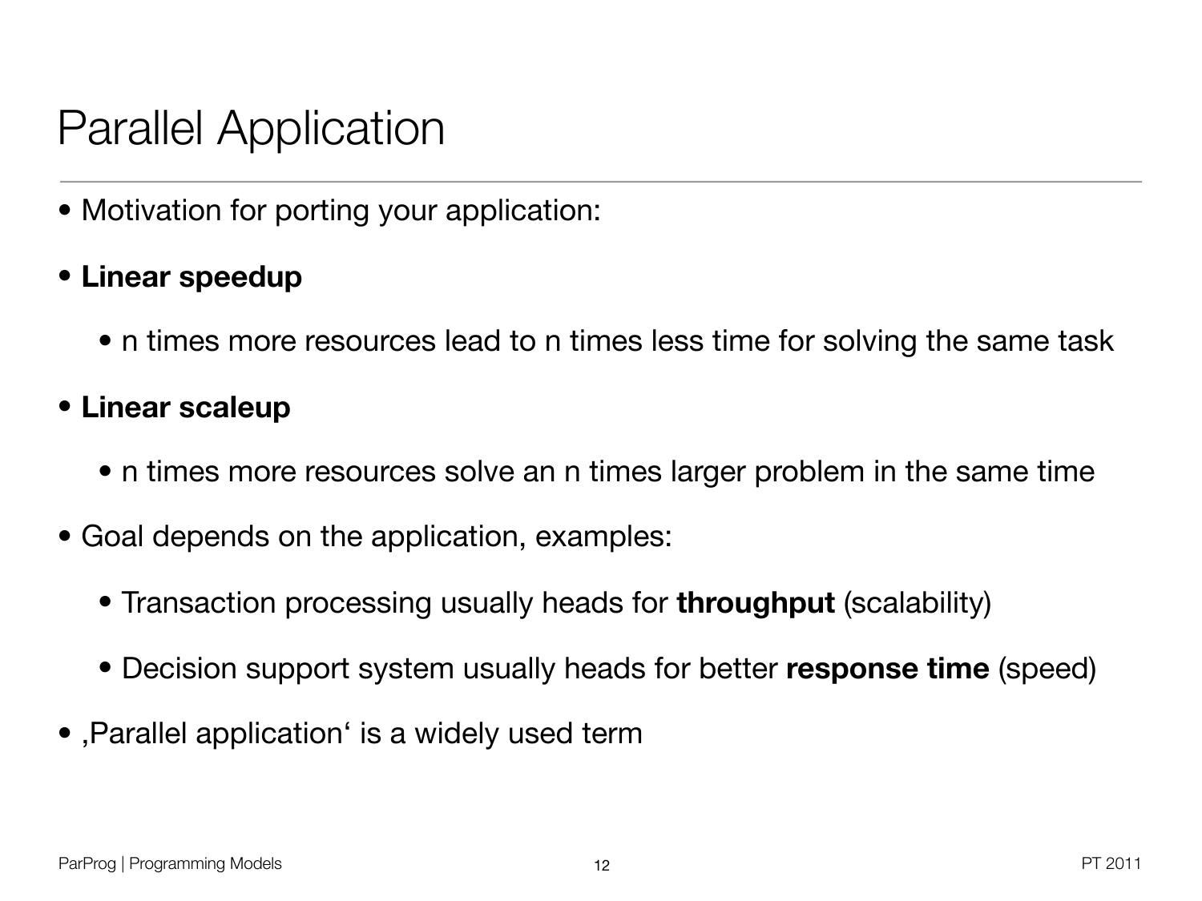# Parallel Application

- Motivation for porting your application:
- **Linear speedup**
  - n times more resources lead to n times less time for solving the same task
- **Linear scaleup**
  - n times more resources solve an n times larger problem in the same time
- Goal depends on the application, examples:
  - Transaction processing usually heads for **throughput** (scalability)
  - Decision support system usually heads for better **response time** (speed)
- ‚Parallel application' is a widely used term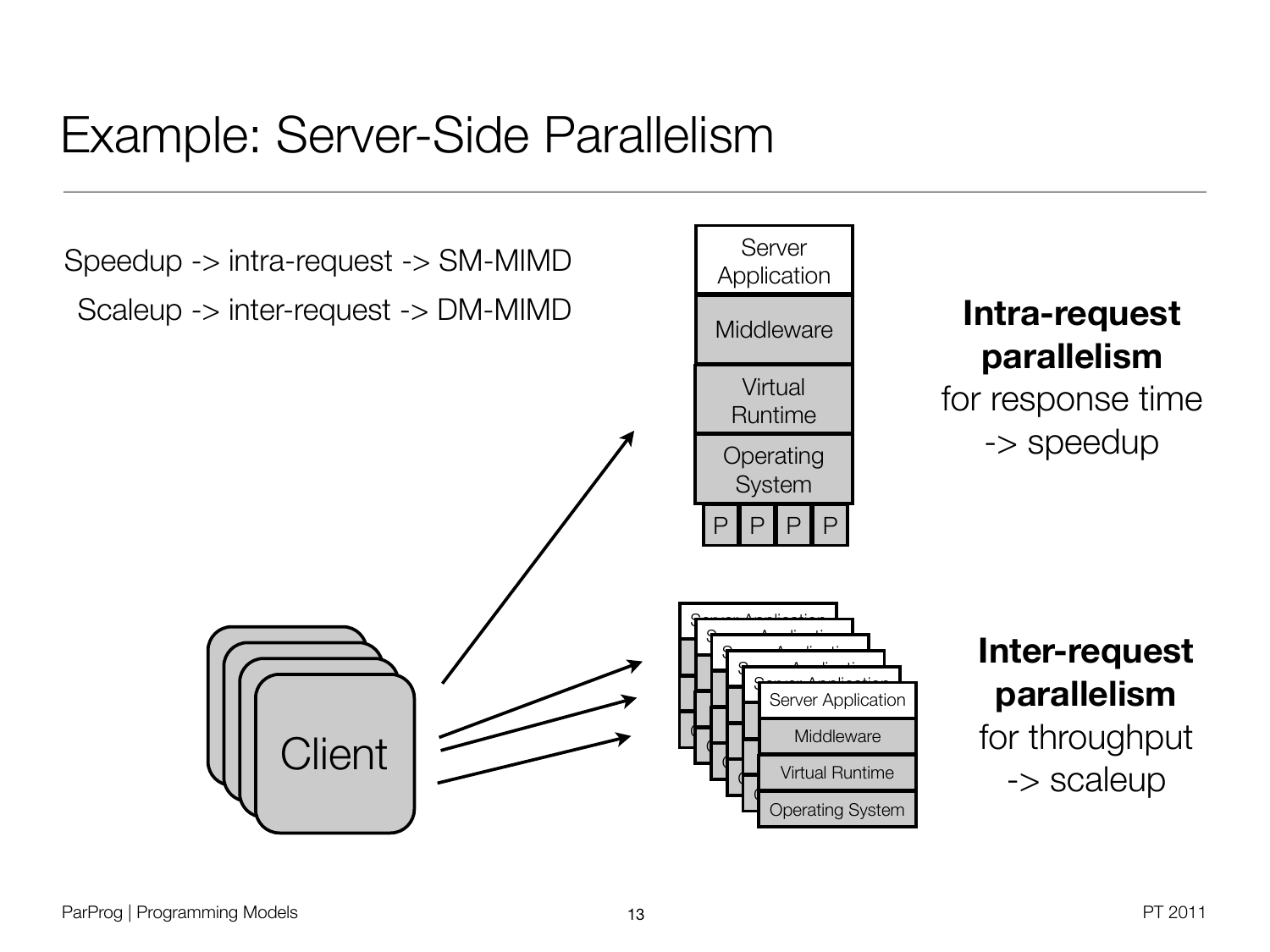# Example: Server-Side Parallelism

Speedup -> intra-request -> SM-MIMD

Scaleup -> inter-request -> DM-MIMD

Server Application

Middleware

Virtual Runtime

Operating System

P P P P

**Intra-request parallelism**
for response time
-> speedup

Client

Server Application

Middleware

Virtual Runtime

Operating System

**Inter-request parallelism**
for throughput
-> scaleup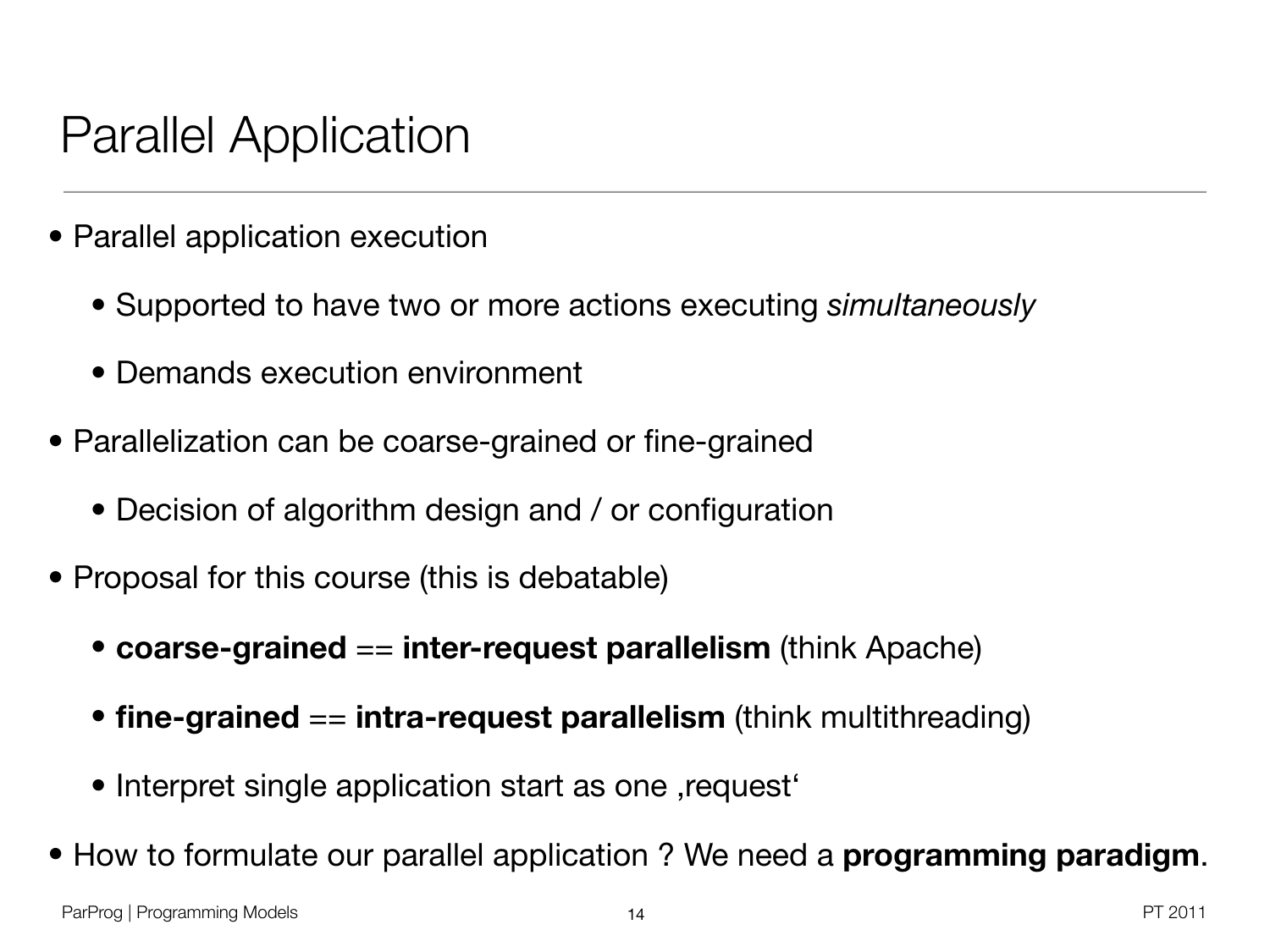# Parallel Application

- Parallel application execution
  - Supported to have two or more actions executing *simultaneously*
  - Demands execution environment
- Parallelization can be coarse-grained or fine-grained
  - Decision of algorithm design and / or configuration
- Proposal for this course (this is debatable)
  - **coarse-grained** == **inter-request parallelism** (think Apache)
  - **fine-grained** == **intra-request parallelism** (think multithreading)
  - Interpret single application start as one ‚request‘
- How to formulate our parallel application ? We need a **programming paradigm**.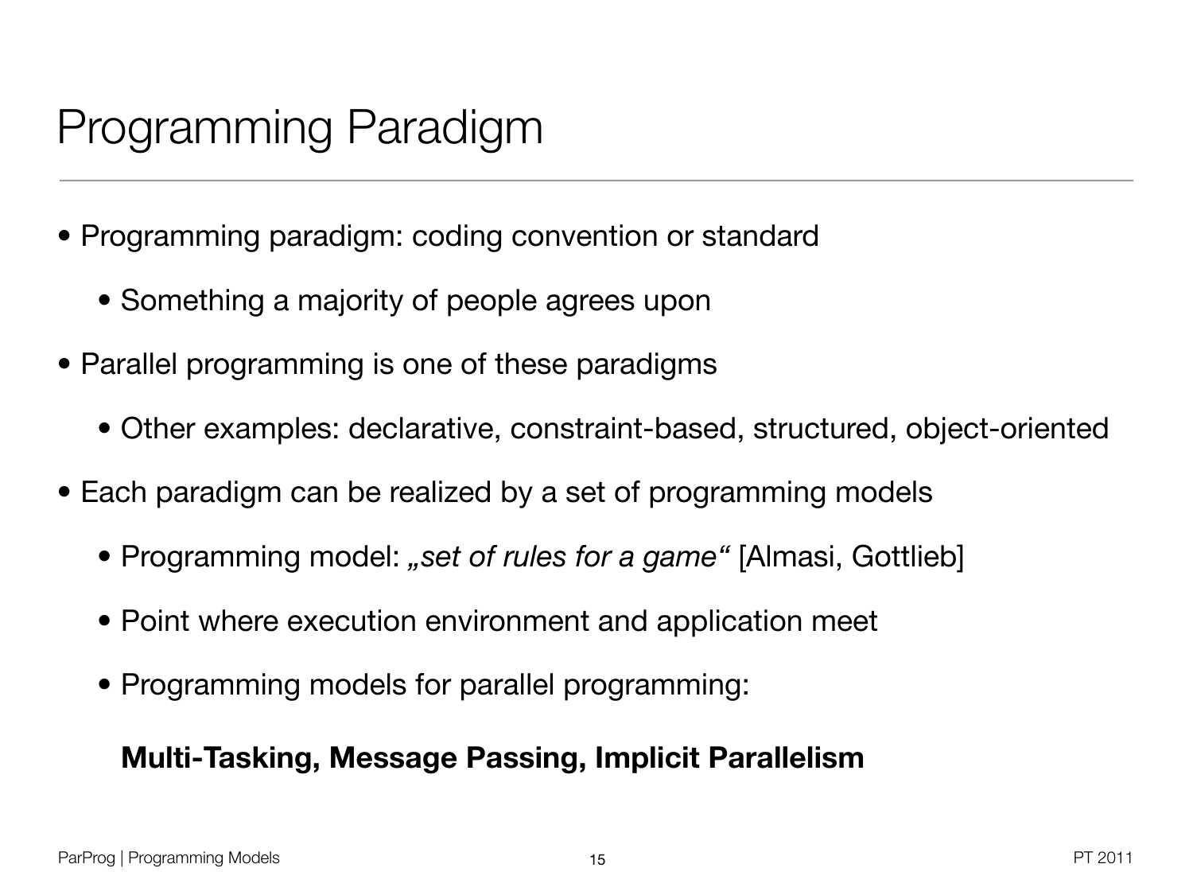# Programming Paradigm

- Programming paradigm: coding convention or standard
  - Something a majority of people agrees upon
- Parallel programming is one of these paradigms
  - Other examples: declarative, constraint-based, structured, object-oriented
- Each paradigm can be realized by a set of programming models
  - Programming model: *„set of rules for a game"* [Almasi, Gottlieb]
  - Point where execution environment and application meet
  - Programming models for parallel programming:

    **Multi-Tasking, Message Passing, Implicit Parallelism**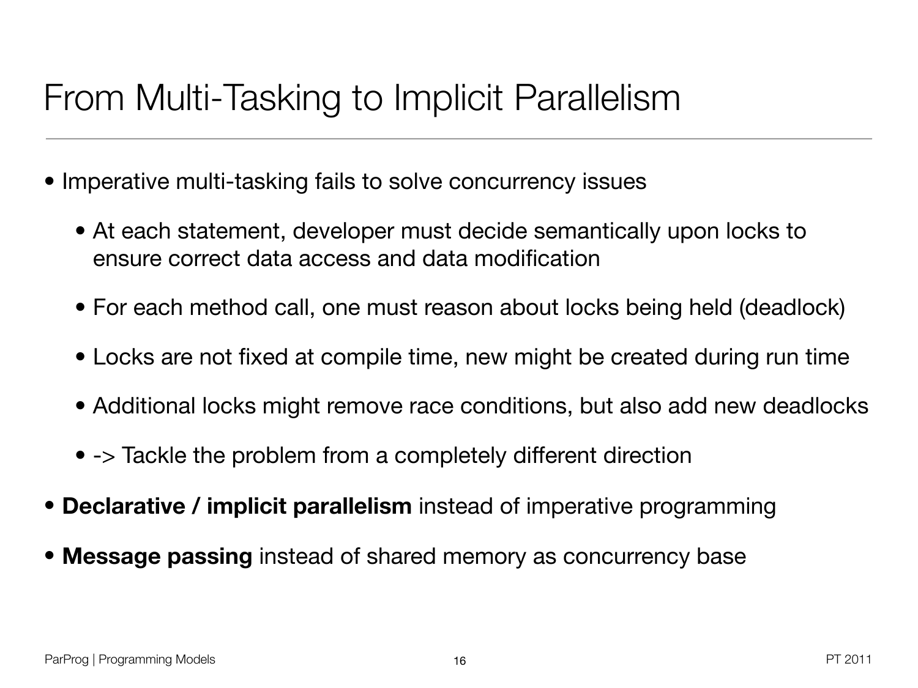# From Multi-Tasking to Implicit Parallelism

- Imperative multi-tasking fails to solve concurrency issues
  - At each statement, developer must decide semantically upon locks to ensure correct data access and data modification
  - For each method call, one must reason about locks being held (deadlock)
  - Locks are not fixed at compile time, new might be created during run time
  - Additional locks might remove race conditions, but also add new deadlocks
  - -> Tackle the problem from a completely different direction
- **Declarative / implicit parallelism** instead of imperative programming
- **Message passing** instead of shared memory as concurrency base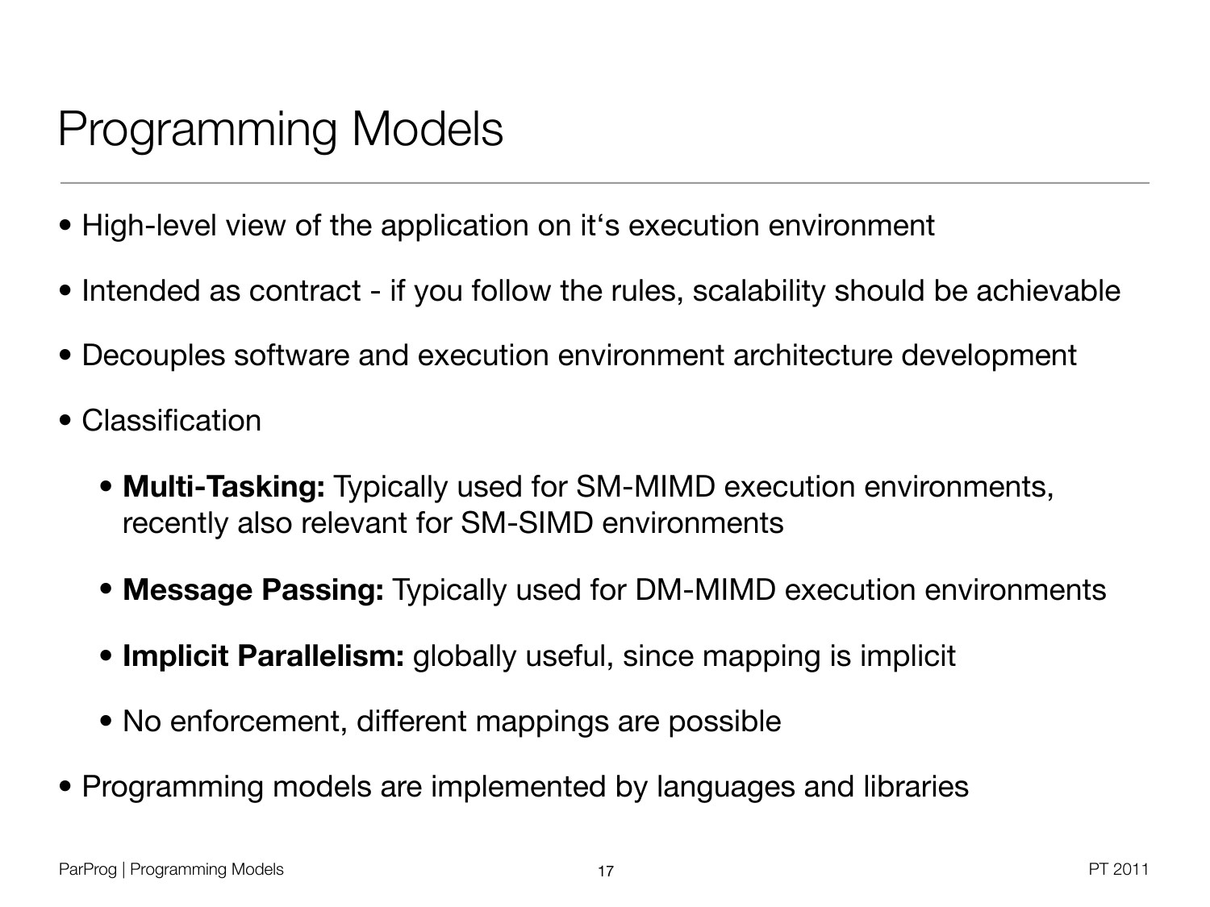# Programming Models

- High-level view of the application on it‘s execution environment
- Intended as contract - if you follow the rules, scalability should be achievable
- Decouples software and execution environment architecture development
- Classification
  - **Multi-Tasking:** Typically used for SM-MIMD execution environments, recently also relevant for SM-SIMD environments
  - **Message Passing:** Typically used for DM-MIMD execution environments
  - **Implicit Parallelism:** globally useful, since mapping is implicit
  - No enforcement, different mappings are possible
- Programming models are implemented by languages and libraries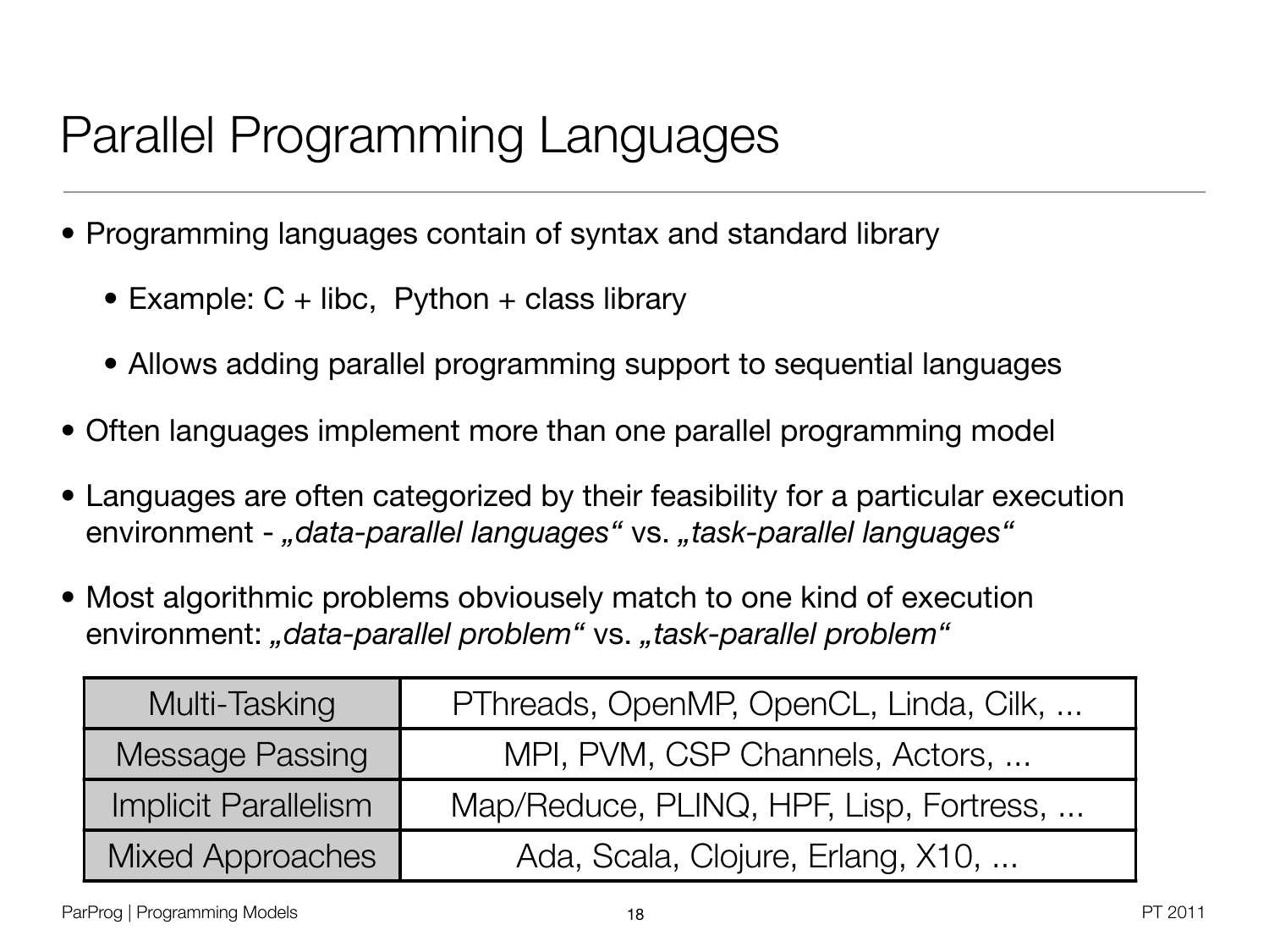# Parallel Programming Languages

- Programming languages contain of syntax and standard library
  - Example: C + libc,  Python + class library
  - Allows adding parallel programming support to sequential languages
- Often languages implement more than one parallel programming model
- Languages are often categorized by their feasibility for a particular execution environment - *„data-parallel languages“* vs. *„task-parallel languages“*
- Most algorithmic problems obviousely match to one kind of execution environment: *„data-parallel problem“* vs. *„task-parallel problem“*

| | |
|---|---|
| Multi-Tasking | PThreads, OpenMP, OpenCL, Linda, Cilk, ... |
| Message Passing | MPI, PVM, CSP Channels, Actors, ... |
| Implicit Parallelism | Map/Reduce, PLINQ, HPF, Lisp, Fortress, ... |
| Mixed Approaches | Ada, Scala, Clojure, Erlang, X10, ... |